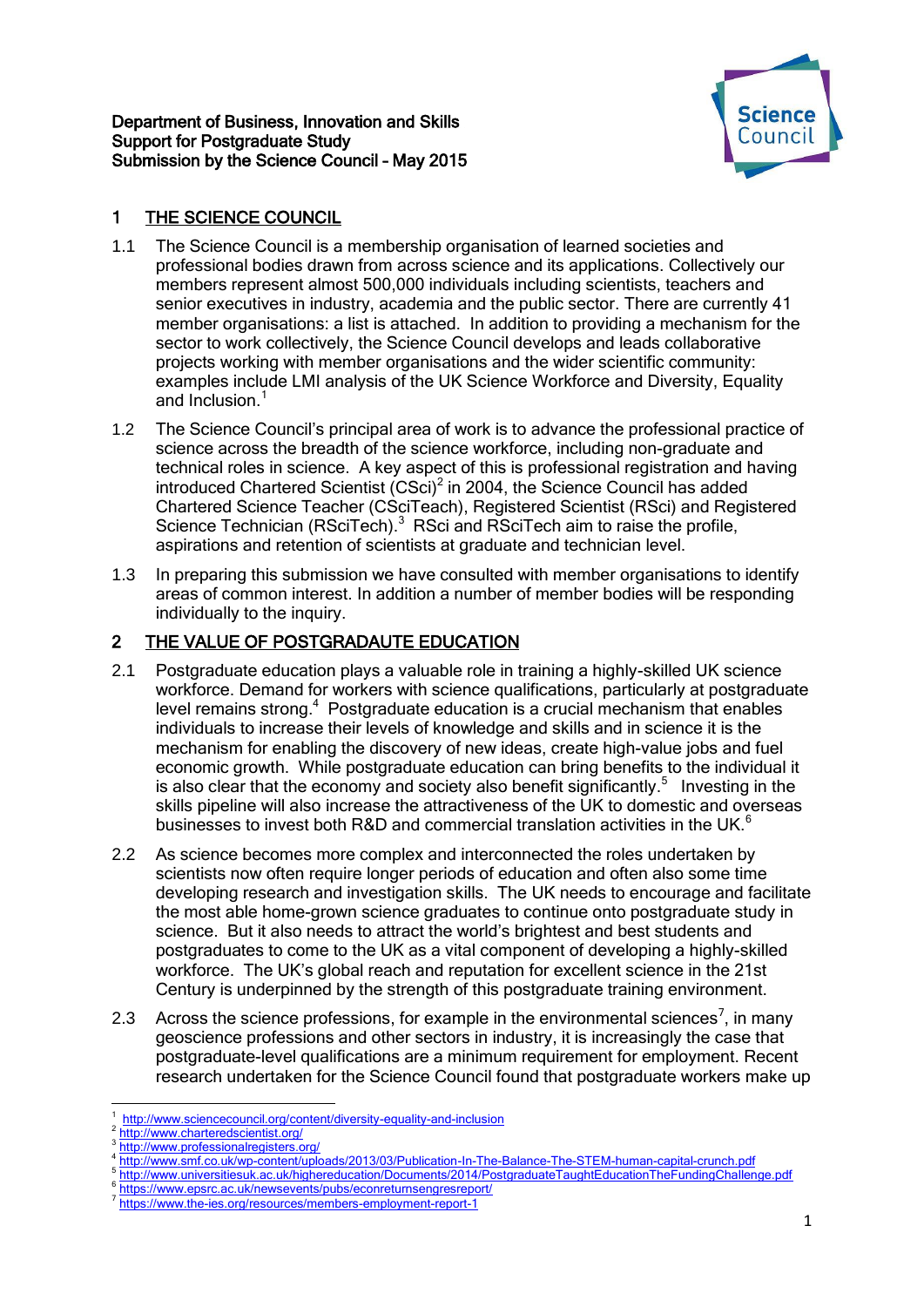Department of Business, Innovation and Skills
Support for Postgraduate Study
Submission by the Science Council – May 2015

## 1 THE SCIENCE COUNCIL

1.1 The Science Council is a membership organisation of learned societies and professional bodies drawn from across science and its applications. Collectively our members represent almost 500,000 individuals including scientists, teachers and senior executives in industry, academia and the public sector. There are currently 41 member organisations: a list is attached. In addition to providing a mechanism for the sector to work collectively, the Science Council develops and leads collaborative projects working with member organisations and the wider scientific community: examples include LMI analysis of the UK Science Workforce and Diversity, Equality and Inclusion.[1]

1.2 The Science Council's principal area of work is to advance the professional practice of science across the breadth of the science workforce, including non-graduate and technical roles in science. A key aspect of this is professional registration and having introduced Chartered Scientist (CSci)[2] in 2004, the Science Council has added Chartered Science Teacher (CSciTeach), Registered Scientist (RSci) and Registered Science Technician (RSciTech).[3] RSci and RSciTech aim to raise the profile, aspirations and retention of scientists at graduate and technician level.

1.3 In preparing this submission we have consulted with member organisations to identify areas of common interest. In addition a number of member bodies will be responding individually to the inquiry.

## 2 THE VALUE OF POSTGRADAUTE EDUCATION

2.1 Postgraduate education plays a valuable role in training a highly-skilled UK science workforce. Demand for workers with science qualifications, particularly at postgraduate level remains strong.[4] Postgraduate education is a crucial mechanism that enables individuals to increase their levels of knowledge and skills and in science it is the mechanism for enabling the discovery of new ideas, create high-value jobs and fuel economic growth. While postgraduate education can bring benefits to the individual it is also clear that the economy and society also benefit significantly.[5] Investing in the skills pipeline will also increase the attractiveness of the UK to domestic and overseas businesses to invest both R&D and commercial translation activities in the UK.[6]

2.2 As science becomes more complex and interconnected the roles undertaken by scientists now often require longer periods of education and often also some time developing research and investigation skills. The UK needs to encourage and facilitate the most able home-grown science graduates to continue onto postgraduate study in science. But it also needs to attract the world's brightest and best students and postgraduates to come to the UK as a vital component of developing a highly-skilled workforce. The UK's global reach and reputation for excellent science in the 21st Century is underpinned by the strength of this postgraduate training environment.

2.3 Across the science professions, for example in the environmental sciences[7], in many geoscience professions and other sectors in industry, it is increasingly the case that postgraduate-level qualifications are a minimum requirement for employment. Recent research undertaken for the Science Council found that postgraduate workers make up

---

[1] http://www.sciencecouncil.org/content/diversity-equality-and-inclusion
[2] http://www.charteredscientist.org/
[3] http://www.professionalregisters.org/
[4] http://www.smf.co.uk/wp-content/uploads/2013/03/Publication-In-The-Balance-The-STEM-human-capital-crunch.pdf
[5] http://www.universitiesuk.ac.uk/highereducation/Documents/2014/PostgraduateTaughtEducationTheFundingChallenge.pdf
[6] https://www.epsrc.ac.uk/newsevents/pubs/econreturnsengresreport/
[7] https://www.the-ies.org/resources/members-employment-report-1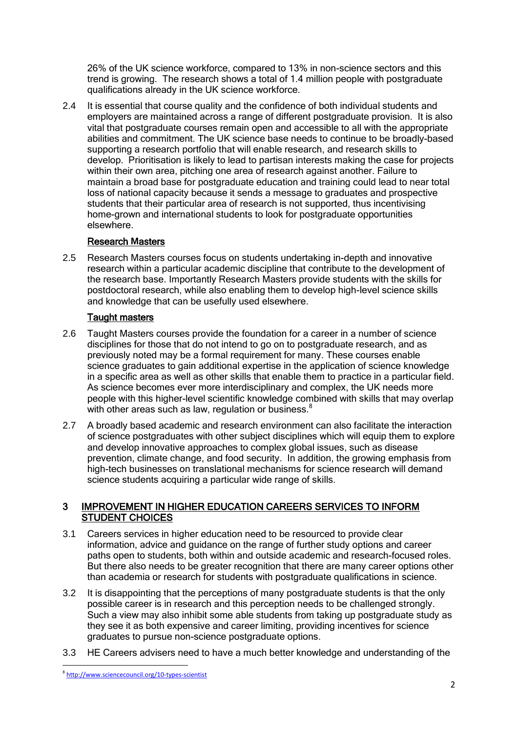26% of the UK science workforce, compared to 13% in non-science sectors and this trend is growing. The research shows a total of 1.4 million people with postgraduate qualifications already in the UK science workforce.

2.4 It is essential that course quality and the confidence of both individual students and employers are maintained across a range of different postgraduate provision. It is also vital that postgraduate courses remain open and accessible to all with the appropriate abilities and commitment. The UK science base needs to continue to be broadly-based supporting a research portfolio that will enable research, and research skills to develop. Prioritisation is likely to lead to partisan interests making the case for projects within their own area, pitching one area of research against another. Failure to maintain a broad base for postgraduate education and training could lead to near total loss of national capacity because it sends a message to graduates and prospective students that their particular area of research is not supported, thus incentivising home-grown and international students to look for postgraduate opportunities elsewhere.

#### Research Masters

2.5 Research Masters courses focus on students undertaking in-depth and innovative research within a particular academic discipline that contribute to the development of the research base. Importantly Research Masters provide students with the skills for postdoctoral research, while also enabling them to develop high-level science skills and knowledge that can be usefully used elsewhere.

#### Taught masters

2.6 Taught Masters courses provide the foundation for a career in a number of science disciplines for those that do not intend to go on to postgraduate research, and as previously noted may be a formal requirement for many. These courses enable science graduates to gain additional expertise in the application of science knowledge in a specific area as well as other skills that enable them to practice in a particular field. As science becomes ever more interdisciplinary and complex, the UK needs more people with this higher-level scientific knowledge combined with skills that may overlap with other areas such as law, regulation or business.[8]

2.7 A broadly based academic and research environment can also facilitate the interaction of science postgraduates with other subject disciplines which will equip them to explore and develop innovative approaches to complex global issues, such as disease prevention, climate change, and food security. In addition, the growing emphasis from high-tech businesses on translational mechanisms for science research will demand science students acquiring a particular wide range of skills.

## 3 IMPROVEMENT IN HIGHER EDUCATION CAREERS SERVICES TO INFORM STUDENT CHOICES

3.1 Careers services in higher education need to be resourced to provide clear information, advice and guidance on the range of further study options and career paths open to students, both within and outside academic and research-focused roles. But there also needs to be greater recognition that there are many career options other than academia or research for students with postgraduate qualifications in science.

3.2 It is disappointing that the perceptions of many postgraduate students is that the only possible career is in research and this perception needs to be challenged strongly. Such a view may also inhibit some able students from taking up postgraduate study as they see it as both expensive and career limiting, providing incentives for science graduates to pursue non-science postgraduate options.

3.3 HE Careers advisers need to have a much better knowledge and understanding of the

[8] http://www.sciencecouncil.org/10-types-scientist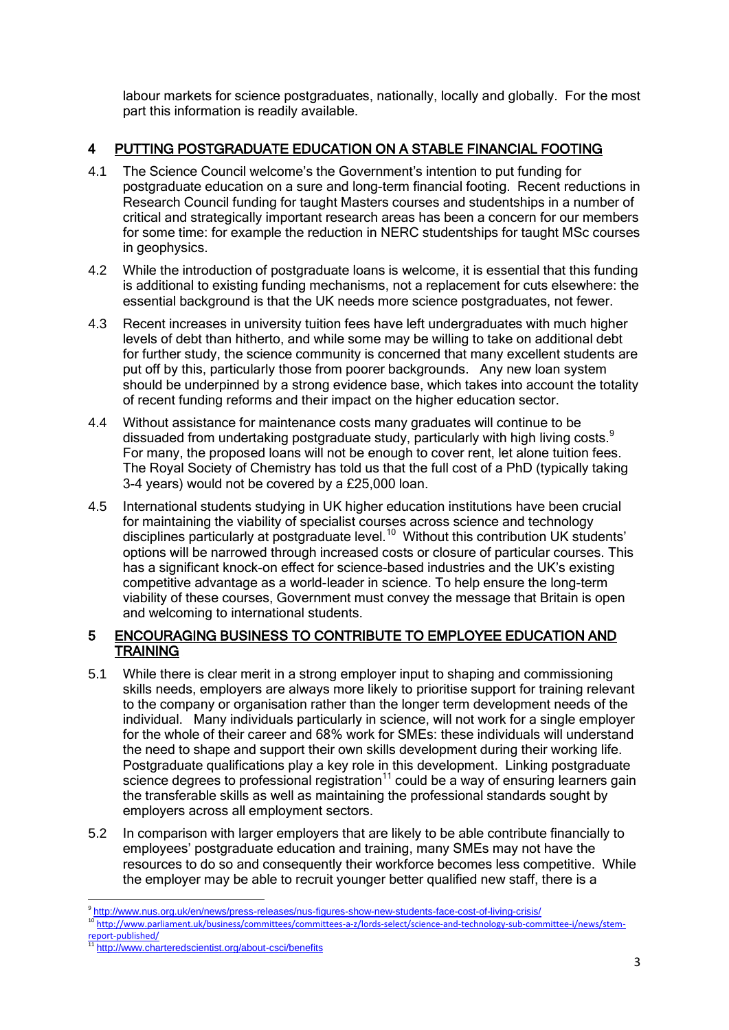labour markets for science postgraduates, nationally, locally and globally. For the most part this information is readily available.

## 4 PUTTING POSTGRADUATE EDUCATION ON A STABLE FINANCIAL FOOTING

4.1 The Science Council welcome's the Government's intention to put funding for postgraduate education on a sure and long-term financial footing. Recent reductions in Research Council funding for taught Masters courses and studentships in a number of critical and strategically important research areas has been a concern for our members for some time: for example the reduction in NERC studentships for taught MSc courses in geophysics.

4.2 While the introduction of postgraduate loans is welcome, it is essential that this funding is additional to existing funding mechanisms, not a replacement for cuts elsewhere: the essential background is that the UK needs more science postgraduates, not fewer.

4.3 Recent increases in university tuition fees have left undergraduates with much higher levels of debt than hitherto, and while some may be willing to take on additional debt for further study, the science community is concerned that many excellent students are put off by this, particularly those from poorer backgrounds. Any new loan system should be underpinned by a strong evidence base, which takes into account the totality of recent funding reforms and their impact on the higher education sector.

4.4 Without assistance for maintenance costs many graduates will continue to be dissuaded from undertaking postgraduate study, particularly with high living costs.[9] For many, the proposed loans will not be enough to cover rent, let alone tuition fees. The Royal Society of Chemistry has told us that the full cost of a PhD (typically taking 3-4 years) would not be covered by a £25,000 loan.

4.5 International students studying in UK higher education institutions have been crucial for maintaining the viability of specialist courses across science and technology disciplines particularly at postgraduate level.[10] Without this contribution UK students' options will be narrowed through increased costs or closure of particular courses. This has a significant knock-on effect for science-based industries and the UK's existing competitive advantage as a world-leader in science. To help ensure the long-term viability of these courses, Government must convey the message that Britain is open and welcoming to international students.

## 5 ENCOURAGING BUSINESS TO CONTRIBUTE TO EMPLOYEE EDUCATION AND TRAINING

5.1 While there is clear merit in a strong employer input to shaping and commissioning skills needs, employers are always more likely to prioritise support for training relevant to the company or organisation rather than the longer term development needs of the individual. Many individuals particularly in science, will not work for a single employer for the whole of their career and 68% work for SMEs: these individuals will understand the need to shape and support their own skills development during their working life. Postgraduate qualifications play a key role in this development. Linking postgraduate science degrees to professional registration[11] could be a way of ensuring learners gain the transferable skills as well as maintaining the professional standards sought by employers across all employment sectors.

5.2 In comparison with larger employers that are likely to be able contribute financially to employees' postgraduate education and training, many SMEs may not have the resources to do so and consequently their workforce becomes less competitive. While the employer may be able to recruit younger better qualified new staff, there is a

---

[9] http://www.nus.org.uk/en/news/press-releases/nus-figures-show-new-students-face-cost-of-living-crisis/

[10] http://www.parliament.uk/business/committees/committees-a-z/lords-select/science-and-technology-sub-committee-i/news/stem-report-published/

[11] http://www.charteredscientist.org/about-csci/benefits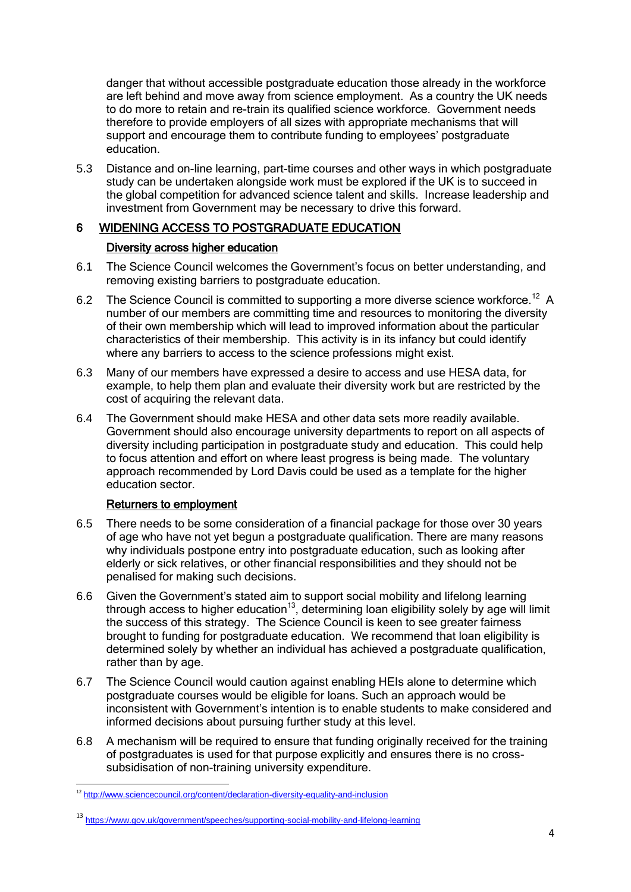danger that without accessible postgraduate education those already in the workforce are left behind and move away from science employment. As a country the UK needs to do more to retain and re-train its qualified science workforce. Government needs therefore to provide employers of all sizes with appropriate mechanisms that will support and encourage them to contribute funding to employees' postgraduate education.

5.3 Distance and on-line learning, part-time courses and other ways in which postgraduate study can be undertaken alongside work must be explored if the UK is to succeed in the global competition for advanced science talent and skills. Increase leadership and investment from Government may be necessary to drive this forward.

## 6 WIDENING ACCESS TO POSTGRADUATE EDUCATION

### Diversity across higher education

6.1 The Science Council welcomes the Government's focus on better understanding, and removing existing barriers to postgraduate education.

6.2 The Science Council is committed to supporting a more diverse science workforce.[12] A number of our members are committing time and resources to monitoring the diversity of their own membership which will lead to improved information about the particular characteristics of their membership. This activity is in its infancy but could identify where any barriers to access to the science professions might exist.

6.3 Many of our members have expressed a desire to access and use HESA data, for example, to help them plan and evaluate their diversity work but are restricted by the cost of acquiring the relevant data.

6.4 The Government should make HESA and other data sets more readily available. Government should also encourage university departments to report on all aspects of diversity including participation in postgraduate study and education. This could help to focus attention and effort on where least progress is being made. The voluntary approach recommended by Lord Davis could be used as a template for the higher education sector.

### Returners to employment

6.5 There needs to be some consideration of a financial package for those over 30 years of age who have not yet begun a postgraduate qualification. There are many reasons why individuals postpone entry into postgraduate education, such as looking after elderly or sick relatives, or other financial responsibilities and they should not be penalised for making such decisions.

6.6 Given the Government's stated aim to support social mobility and lifelong learning through access to higher education[13], determining loan eligibility solely by age will limit the success of this strategy. The Science Council is keen to see greater fairness brought to funding for postgraduate education. We recommend that loan eligibility is determined solely by whether an individual has achieved a postgraduate qualification, rather than by age.

6.7 The Science Council would caution against enabling HEIs alone to determine which postgraduate courses would be eligible for loans. Such an approach would be inconsistent with Government's intention is to enable students to make considered and informed decisions about pursuing further study at this level.

6.8 A mechanism will be required to ensure that funding originally received for the training of postgraduates is used for that purpose explicitly and ensures there is no cross-subsidisation of non-training university expenditure.

---

[12] http://www.sciencecouncil.org/content/declaration-diversity-equality-and-inclusion

[13] https://www.gov.uk/government/speeches/supporting-social-mobility-and-lifelong-learning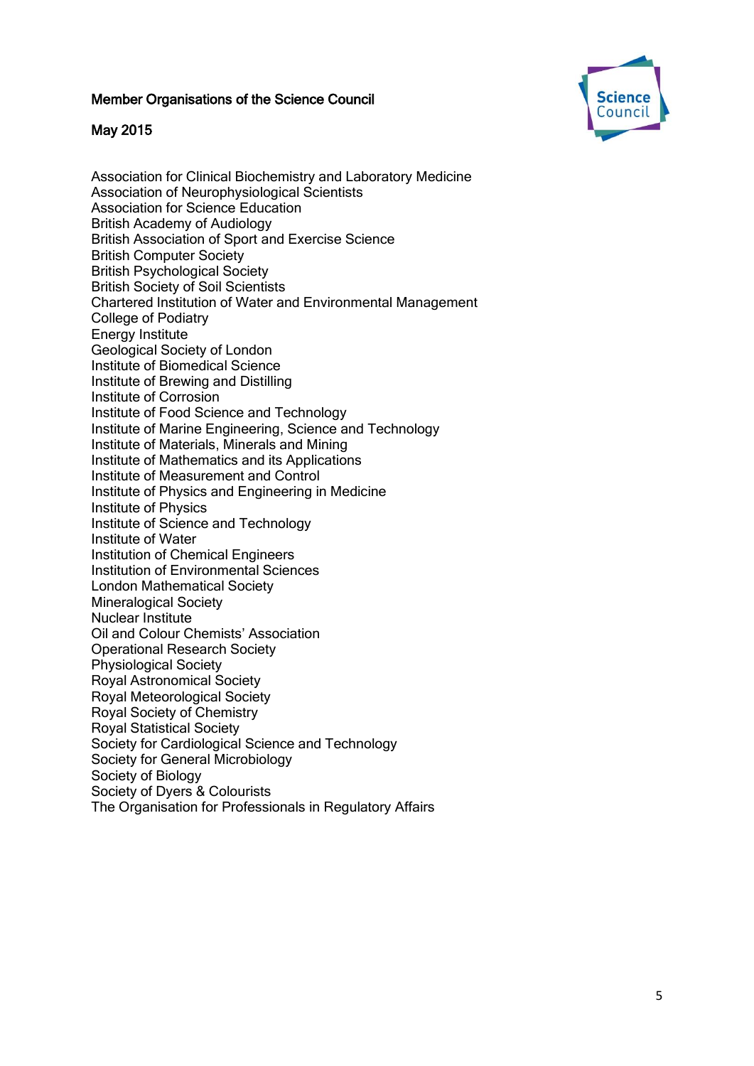**Member Organisations of the Science Council**

**May 2015**

Association for Clinical Biochemistry and Laboratory Medicine
Association of Neurophysiological Scientists
Association for Science Education
British Academy of Audiology
British Association of Sport and Exercise Science
British Computer Society
British Psychological Society
British Society of Soil Scientists
Chartered Institution of Water and Environmental Management
College of Podiatry
Energy Institute
Geological Society of London
Institute of Biomedical Science
Institute of Brewing and Distilling
Institute of Corrosion
Institute of Food Science and Technology
Institute of Marine Engineering, Science and Technology
Institute of Materials, Minerals and Mining
Institute of Mathematics and its Applications
Institute of Measurement and Control
Institute of Physics and Engineering in Medicine
Institute of Physics
Institute of Science and Technology
Institute of Water
Institution of Chemical Engineers
Institution of Environmental Sciences
London Mathematical Society
Mineralogical Society
Nuclear Institute
Oil and Colour Chemists' Association
Operational Research Society
Physiological Society
Royal Astronomical Society
Royal Meteorological Society
Royal Society of Chemistry
Royal Statistical Society
Society for Cardiological Science and Technology
Society for General Microbiology
Society of Biology
Society of Dyers & Colourists
The Organisation for Professionals in Regulatory Affairs